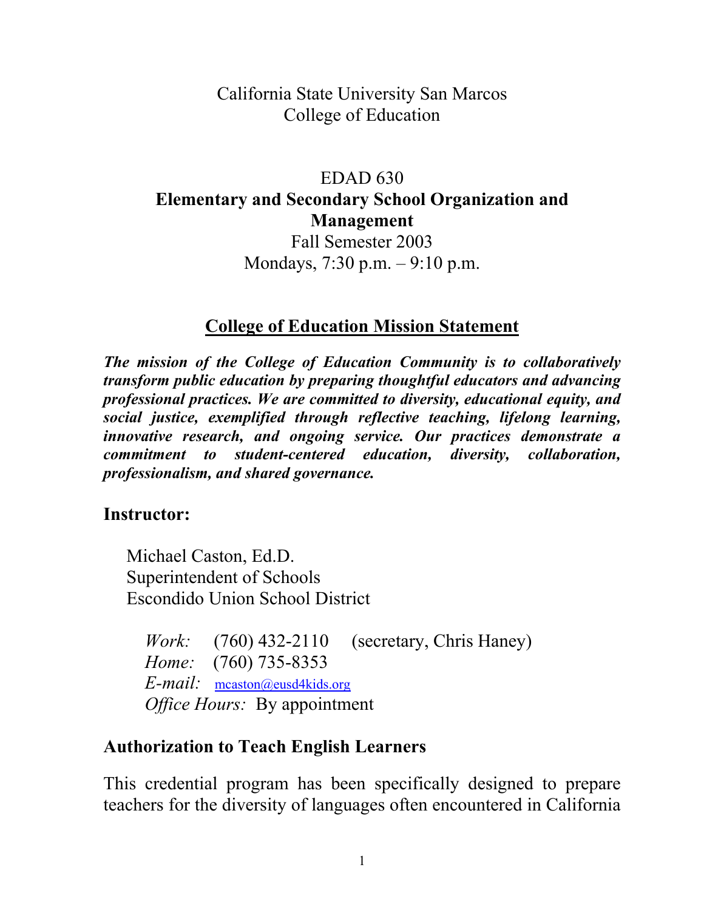California State University San Marcos
College of Education

EDAD 630

**Elementary and Secondary School Organization and Management**

Fall Semester 2003

Mondays, 7:30 p.m. – 9:10 p.m.

## College of Education Mission Statement

***The mission of the College of Education Community is to collaboratively transform public education by preparing thoughtful educators and advancing professional practices. We are committed to diversity, educational equity, and social justice, exemplified through reflective teaching, lifelong learning, innovative research, and ongoing service. Our practices demonstrate a commitment to student-centered education, diversity, collaboration, professionalism, and shared governance.***

## Instructor:

Michael Caston, Ed.D.
Superintendent of Schools
Escondido Union School District

*Work:* (760) 432-2110 (secretary, Chris Haney)
*Home:* (760) 735-8353
*E-mail:* mcaston@eusd4kids.org
*Office Hours:* By appointment

## Authorization to Teach English Learners

This credential program has been specifically designed to prepare teachers for the diversity of languages often encountered in California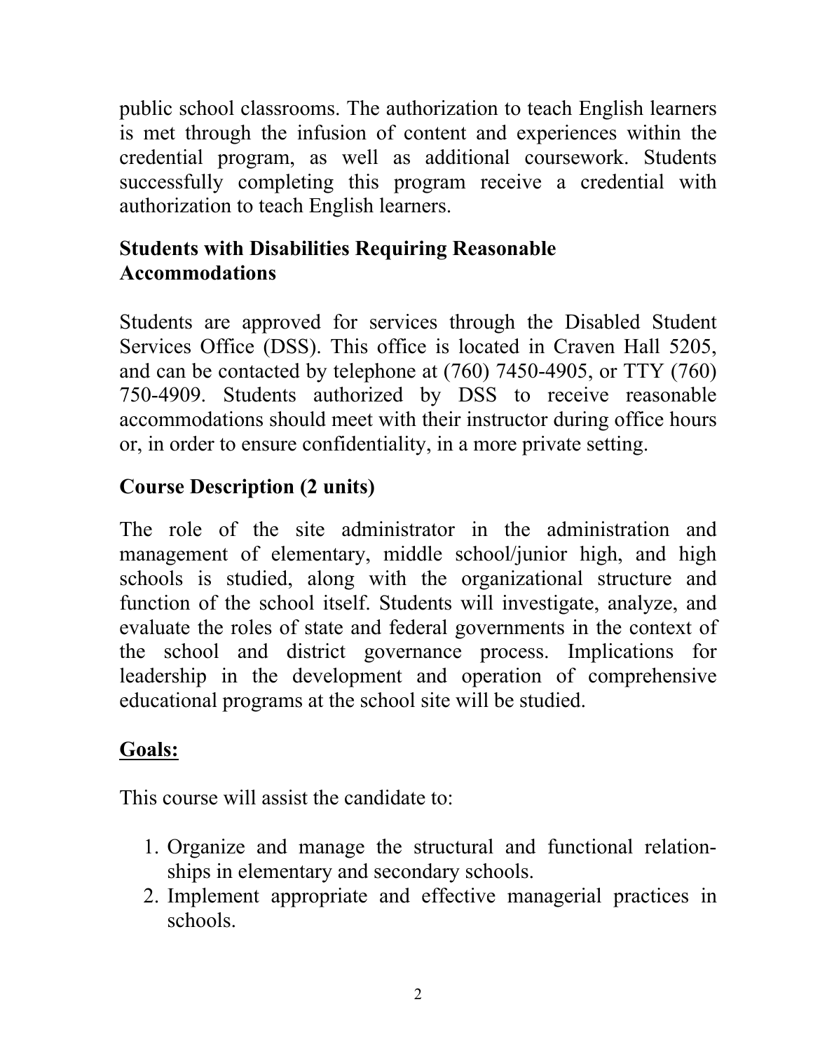public school classrooms. The authorization to teach English learners is met through the infusion of content and experiences within the credential program, as well as additional coursework. Students successfully completing this program receive a credential with authorization to teach English learners.

## Students with Disabilities Requiring Reasonable Accommodations

Students are approved for services through the Disabled Student Services Office (DSS). This office is located in Craven Hall 5205, and can be contacted by telephone at (760) 7450-4905, or TTY (760) 750-4909. Students authorized by DSS to receive reasonable accommodations should meet with their instructor during office hours or, in order to ensure confidentiality, in a more private setting.

## Course Description (2 units)

The role of the site administrator in the administration and management of elementary, middle school/junior high, and high schools is studied, along with the organizational structure and function of the school itself. Students will investigate, analyze, and evaluate the roles of state and federal governments in the context of the school and district governance process. Implications for leadership in the development and operation of comprehensive educational programs at the school site will be studied.

## Goals:

This course will assist the candidate to:

1. Organize and manage the structural and functional relationships in elementary and secondary schools.
2. Implement appropriate and effective managerial practices in schools.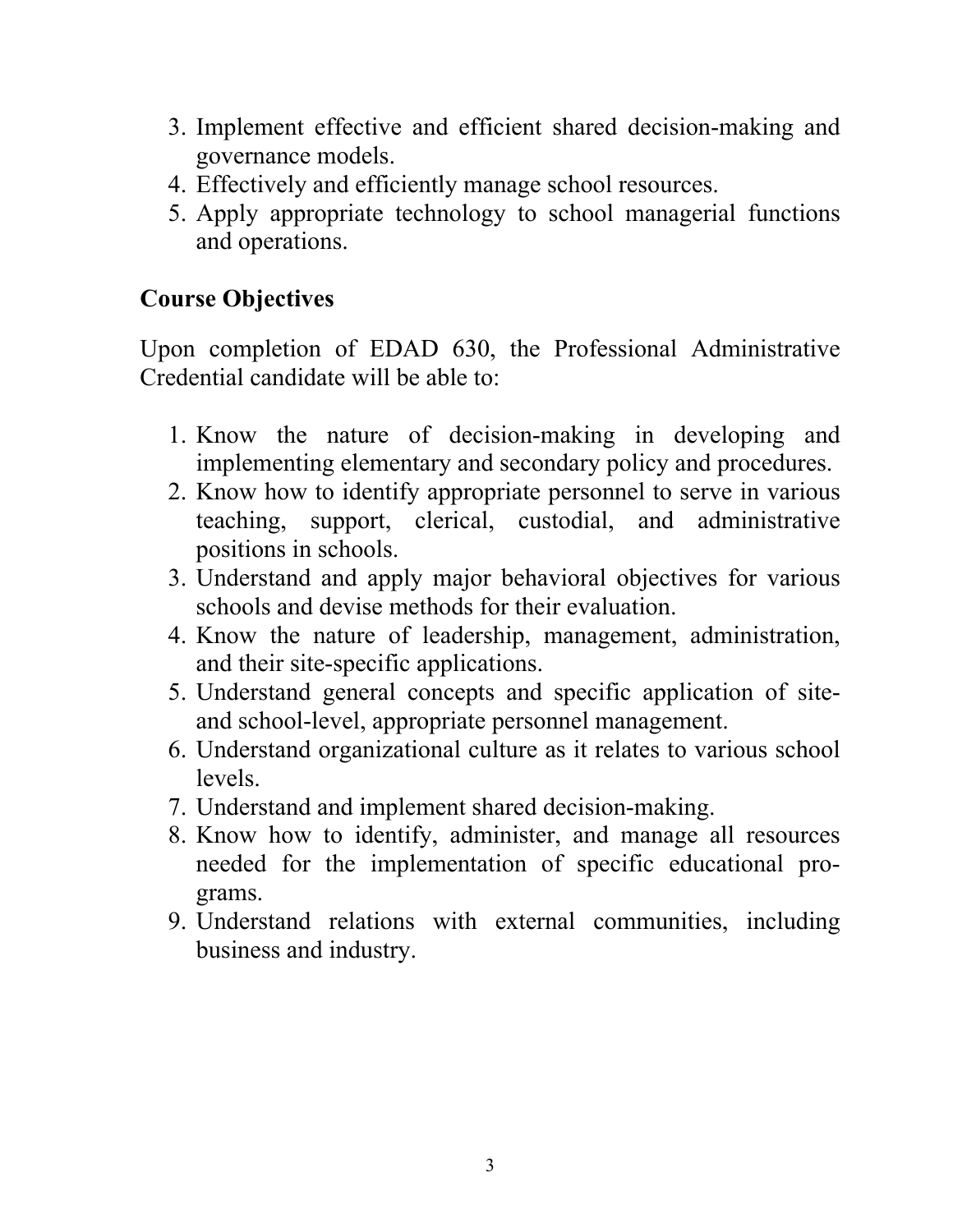3. Implement effective and efficient shared decision-making and governance models.
4. Effectively and efficiently manage school resources.
5. Apply appropriate technology to school managerial functions and operations.

## Course Objectives

Upon completion of EDAD 630, the Professional Administrative Credential candidate will be able to:

1. Know the nature of decision-making in developing and implementing elementary and secondary policy and procedures.
2. Know how to identify appropriate personnel to serve in various teaching, support, clerical, custodial, and administrative positions in schools.
3. Understand and apply major behavioral objectives for various schools and devise methods for their evaluation.
4. Know the nature of leadership, management, administration, and their site-specific applications.
5. Understand general concepts and specific application of site- and school-level, appropriate personnel management.
6. Understand organizational culture as it relates to various school levels.
7. Understand and implement shared decision-making.
8. Know how to identify, administer, and manage all resources needed for the implementation of specific educational programs.
9. Understand relations with external communities, including business and industry.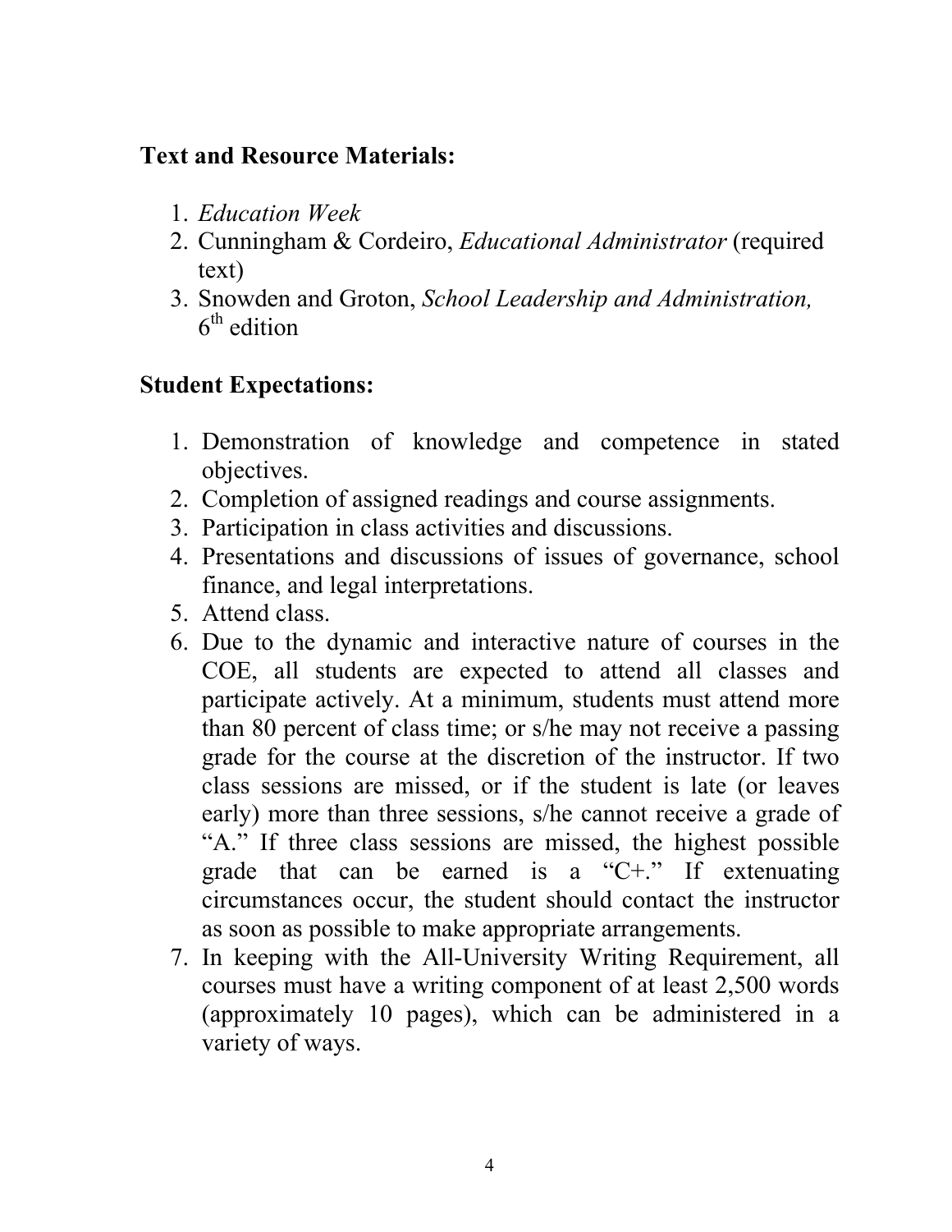**Text and Resource Materials:**

1. *Education Week*
2. Cunningham & Cordeiro, *Educational Administrator* (required text)
3. Snowden and Groton, *School Leadership and Administration,* 6th edition

**Student Expectations:**

1. Demonstration of knowledge and competence in stated objectives.
2. Completion of assigned readings and course assignments.
3. Participation in class activities and discussions.
4. Presentations and discussions of issues of governance, school finance, and legal interpretations.
5. Attend class.
6. Due to the dynamic and interactive nature of courses in the COE, all students are expected to attend all classes and participate actively. At a minimum, students must attend more than 80 percent of class time; or s/he may not receive a passing grade for the course at the discretion of the instructor. If two class sessions are missed, or if the student is late (or leaves early) more than three sessions, s/he cannot receive a grade of "A." If three class sessions are missed, the highest possible grade that can be earned is a "C+." If extenuating circumstances occur, the student should contact the instructor as soon as possible to make appropriate arrangements.
7. In keeping with the All-University Writing Requirement, all courses must have a writing component of at least 2,500 words (approximately 10 pages), which can be administered in a variety of ways.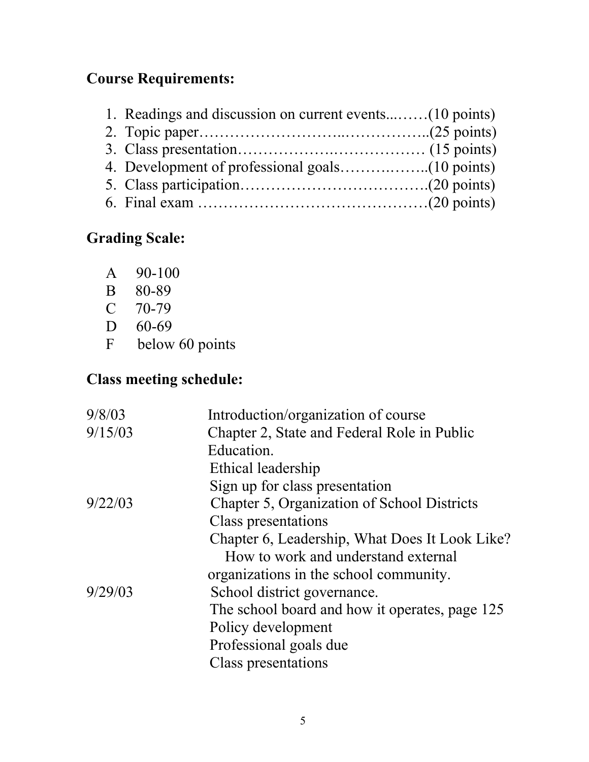## Course Requirements:

1. Readings and discussion on current events...……(10 points)
2. Topic paper……………………..……………..(25 points)
3. Class presentation……………….……………… (15 points)
4. Development of professional goals…………..…..(10 points)
5. Class participation……………………………….(20 points)
6. Final exam ………………………………………(20 points)

## Grading Scale:

- A 90-100
- B 80-89
- C 70-79
- D 60-69
- F below 60 points

## Class meeting schedule:

| | |
|---|---|
| 9/8/03 | Introduction/organization of course |
| 9/15/03 | Chapter 2, State and Federal Role in Public Education.<br>Ethical leadership<br>Sign up for class presentation |
| 9/22/03 | Chapter 5, Organization of School Districts<br>Class presentations<br>Chapter 6, Leadership, What Does It Look Like?<br>How to work and understand external organizations in the school community. |
| 9/29/03 | School district governance.<br>The school board and how it operates, page 125<br>Policy development<br>Professional goals due<br>Class presentations |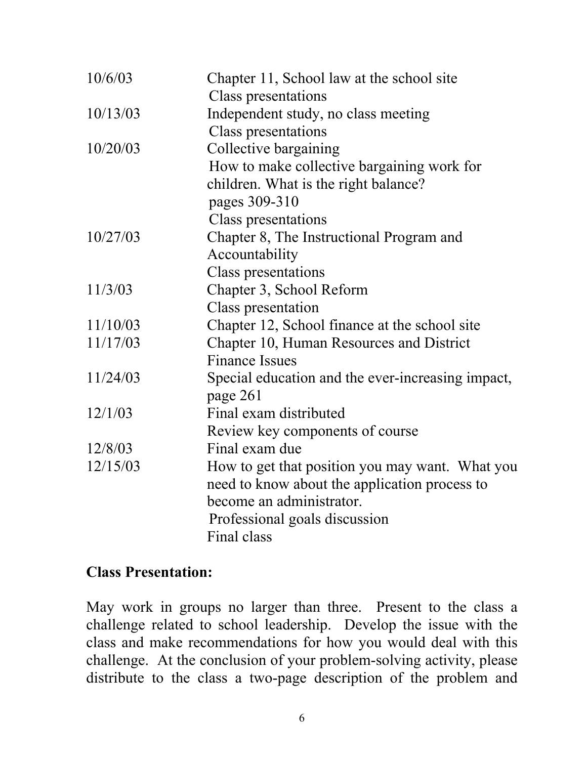| | |
|---|---|
| 10/6/03 | Chapter 11, School law at the school site<br>Class presentations |
| 10/13/03 | Independent study, no class meeting<br>Class presentations |
| 10/20/03 | Collective bargaining<br>How to make collective bargaining work for children. What is the right balance?<br>pages 309-310<br>Class presentations |
| 10/27/03 | Chapter 8, The Instructional Program and Accountability<br>Class presentations |
| 11/3/03 | Chapter 3, School Reform<br>Class presentation |
| 11/10/03 | Chapter 12, School finance at the school site |
| 11/17/03 | Chapter 10, Human Resources and District Finance Issues |
| 11/24/03 | Special education and the ever-increasing impact, page 261 |
| 12/1/03 | Final exam distributed<br>Review key components of course |
| 12/8/03 | Final exam due |
| 12/15/03 | How to get that position you may want. What you need to know about the application process to become an administrator.<br>Professional goals discussion<br>Final class |

**Class Presentation:**

May work in groups no larger than three. Present to the class a challenge related to school leadership. Develop the issue with the class and make recommendations for how you would deal with this challenge. At the conclusion of your problem-solving activity, please distribute to the class a two-page description of the problem and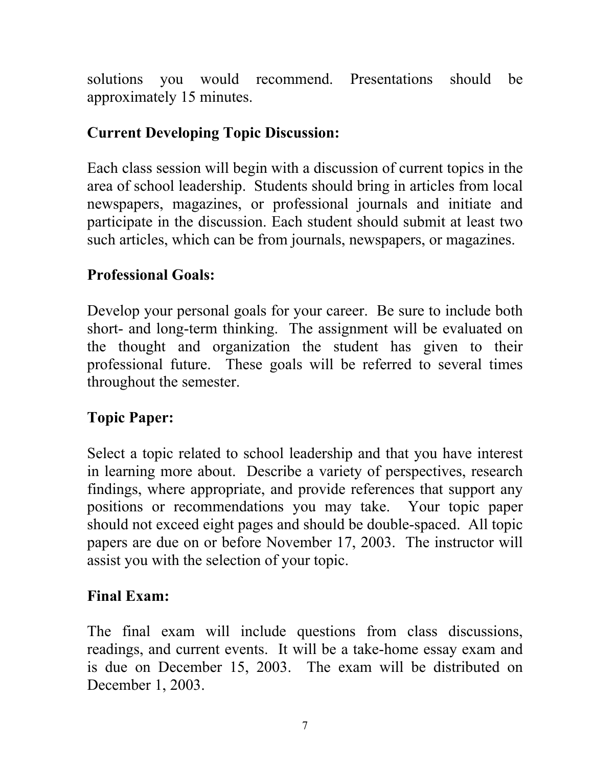solutions you would recommend. Presentations should be approximately 15 minutes.

**Current Developing Topic Discussion:**

Each class session will begin with a discussion of current topics in the area of school leadership. Students should bring in articles from local newspapers, magazines, or professional journals and initiate and participate in the discussion. Each student should submit at least two such articles, which can be from journals, newspapers, or magazines.

**Professional Goals:**

Develop your personal goals for your career. Be sure to include both short- and long-term thinking. The assignment will be evaluated on the thought and organization the student has given to their professional future. These goals will be referred to several times throughout the semester.

**Topic Paper:**

Select a topic related to school leadership and that you have interest in learning more about. Describe a variety of perspectives, research findings, where appropriate, and provide references that support any positions or recommendations you may take. Your topic paper should not exceed eight pages and should be double-spaced. All topic papers are due on or before November 17, 2003. The instructor will assist you with the selection of your topic.

**Final Exam:**

The final exam will include questions from class discussions, readings, and current events. It will be a take-home essay exam and is due on December 15, 2003. The exam will be distributed on December 1, 2003.